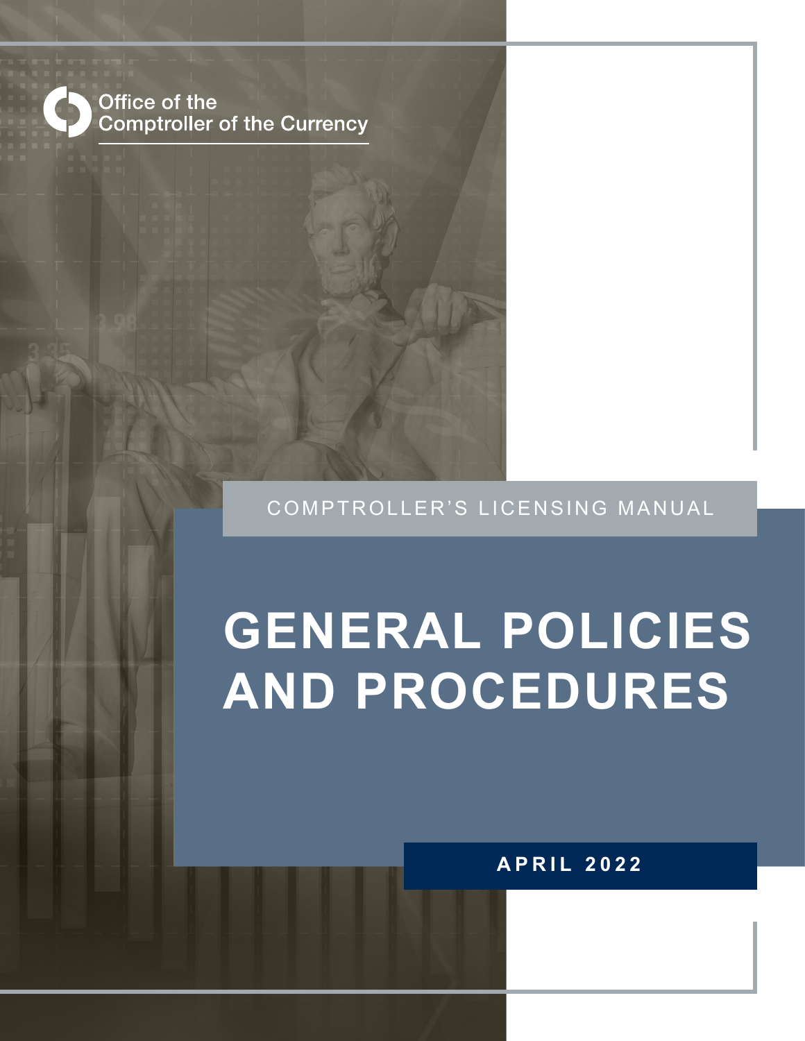Office of the Comptroller of the Currency

COMPTROLLER'S LICENSING MANUAL

# GENERAL POLICIES AND PROCEDURES

**APRIL 2022**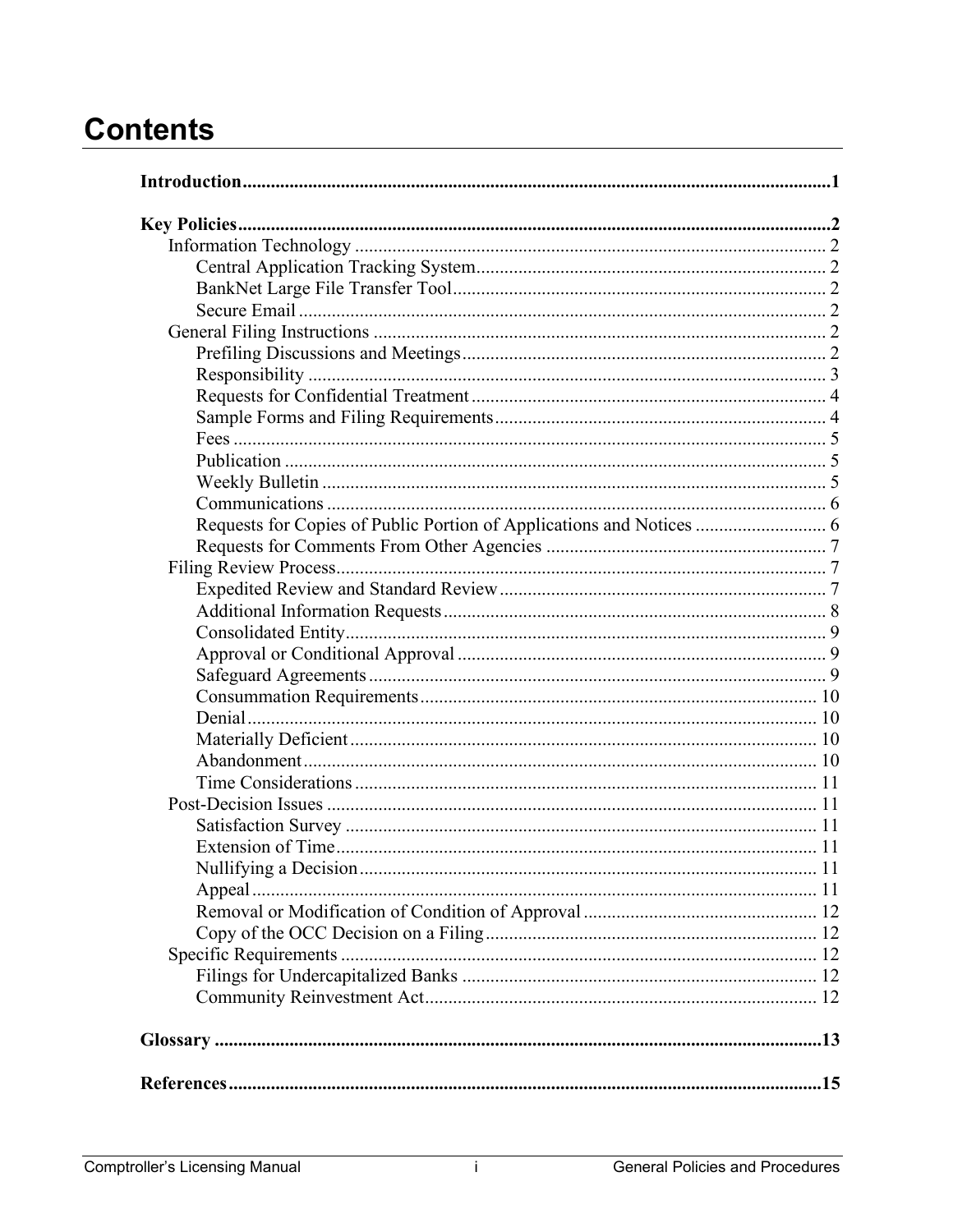# Contents

**Introduction** ..... **1**

**Key Policies** ..... **2**

- Information Technology ..... 2
  - Central Application Tracking System ..... 2
  - BankNet Large File Transfer Tool ..... 2
  - Secure Email ..... 2
- General Filing Instructions ..... 2
  - Prefiling Discussions and Meetings ..... 2
  - Responsibility ..... 3
  - Requests for Confidential Treatment ..... 4
  - Sample Forms and Filing Requirements ..... 4
  - Fees ..... 5
  - Publication ..... 5
  - Weekly Bulletin ..... 5
  - Communications ..... 6
  - Requests for Copies of Public Portion of Applications and Notices ..... 6
  - Requests for Comments From Other Agencies ..... 7
- Filing Review Process ..... 7
  - Expedited Review and Standard Review ..... 7
  - Additional Information Requests ..... 8
  - Consolidated Entity ..... 9
  - Approval or Conditional Approval ..... 9
  - Safeguard Agreements ..... 9
  - Consummation Requirements ..... 10
  - Denial ..... 10
  - Materially Deficient ..... 10
  - Abandonment ..... 10
  - Time Considerations ..... 11
- Post-Decision Issues ..... 11
  - Satisfaction Survey ..... 11
  - Extension of Time ..... 11
  - Nullifying a Decision ..... 11
  - Appeal ..... 11
  - Removal or Modification of Condition of Approval ..... 12
  - Copy of the OCC Decision on a Filing ..... 12
- Specific Requirements ..... 12
  - Filings for Undercapitalized Banks ..... 12
  - Community Reinvestment Act ..... 12

**Glossary** ..... **13**

**References** ..... **15**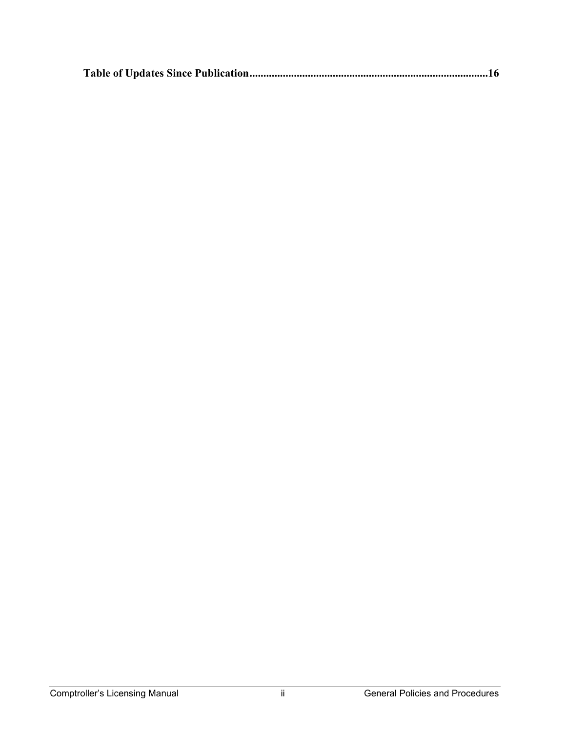**Table of Updates Since Publication....................................................................................16**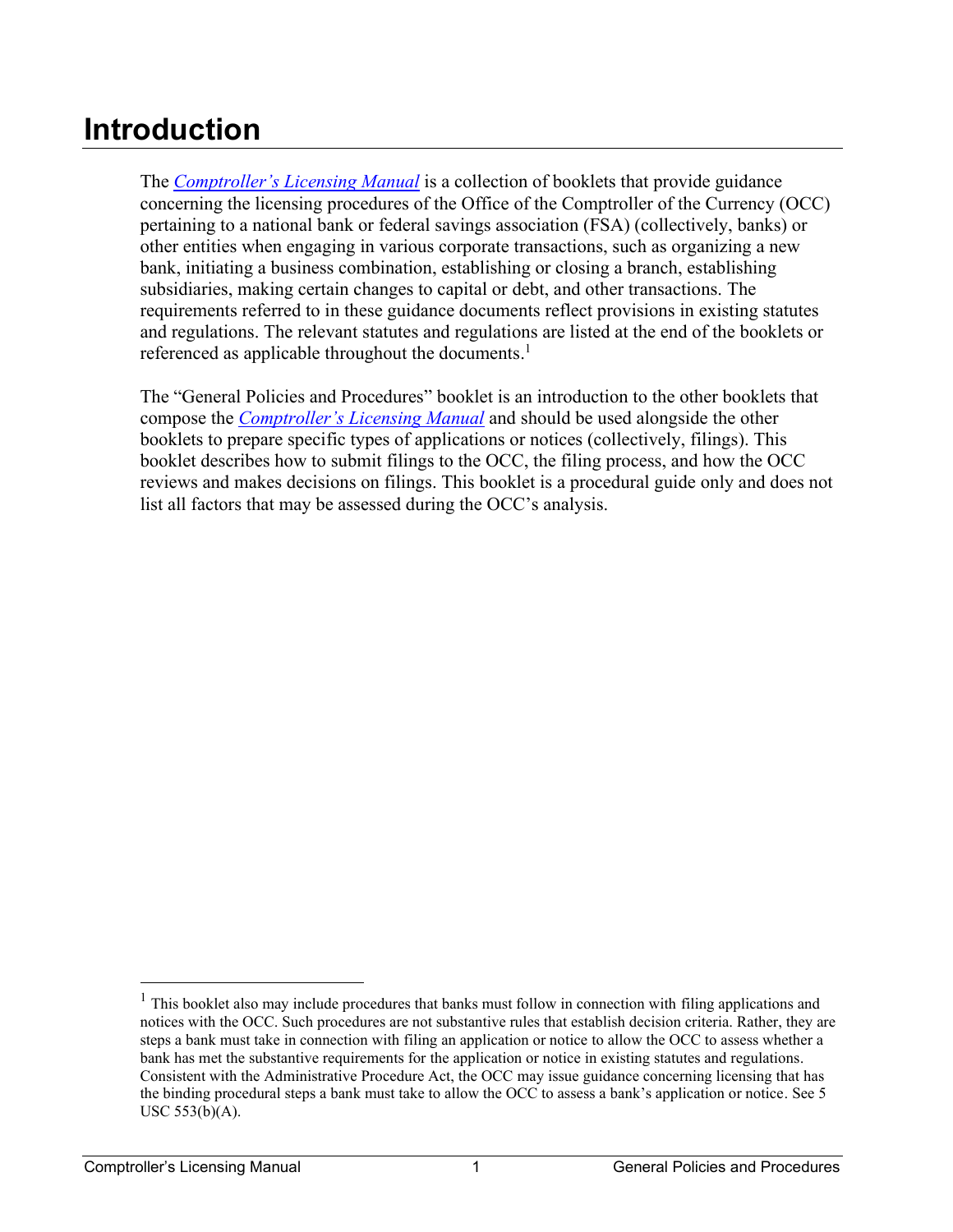# Introduction

The *Comptroller's Licensing Manual* is a collection of booklets that provide guidance concerning the licensing procedures of the Office of the Comptroller of the Currency (OCC) pertaining to a national bank or federal savings association (FSA) (collectively, banks) or other entities when engaging in various corporate transactions, such as organizing a new bank, initiating a business combination, establishing or closing a branch, establishing subsidiaries, making certain changes to capital or debt, and other transactions. The requirements referred to in these guidance documents reflect provisions in existing statutes and regulations. The relevant statutes and regulations are listed at the end of the booklets or referenced as applicable throughout the documents.[1]

The "General Policies and Procedures" booklet is an introduction to the other booklets that compose the *Comptroller's Licensing Manual* and should be used alongside the other booklets to prepare specific types of applications or notices (collectively, filings). This booklet describes how to submit filings to the OCC, the filing process, and how the OCC reviews and makes decisions on filings. This booklet is a procedural guide only and does not list all factors that may be assessed during the OCC's analysis.

---

[1] This booklet also may include procedures that banks must follow in connection with filing applications and notices with the OCC. Such procedures are not substantive rules that establish decision criteria. Rather, they are steps a bank must take in connection with filing an application or notice to allow the OCC to assess whether a bank has met the substantive requirements for the application or notice in existing statutes and regulations. Consistent with the Administrative Procedure Act, the OCC may issue guidance concerning licensing that has the binding procedural steps a bank must take to allow the OCC to assess a bank's application or notice. See 5 USC 553(b)(A).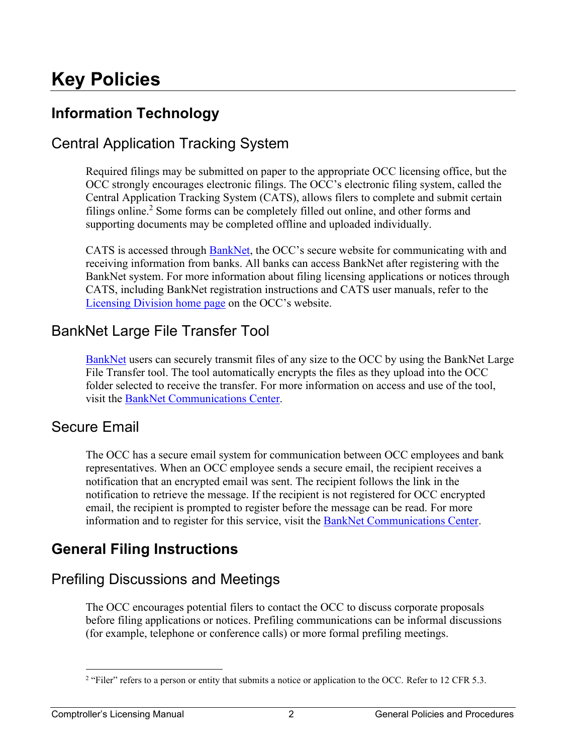# Key Policies

## Information Technology

### Central Application Tracking System

Required filings may be submitted on paper to the appropriate OCC licensing office, but the OCC strongly encourages electronic filings. The OCC's electronic filing system, called the Central Application Tracking System (CATS), allows filers to complete and submit certain filings online.[2] Some forms can be completely filled out online, and other forms and supporting documents may be completed offline and uploaded individually.

CATS is accessed through BankNet, the OCC's secure website for communicating with and receiving information from banks. All banks can access BankNet after registering with the BankNet system. For more information about filing licensing applications or notices through CATS, including BankNet registration instructions and CATS user manuals, refer to the Licensing Division home page on the OCC's website.

### BankNet Large File Transfer Tool

BankNet users can securely transmit files of any size to the OCC by using the BankNet Large File Transfer tool. The tool automatically encrypts the files as they upload into the OCC folder selected to receive the transfer. For more information on access and use of the tool, visit the BankNet Communications Center.

### Secure Email

The OCC has a secure email system for communication between OCC employees and bank representatives. When an OCC employee sends a secure email, the recipient receives a notification that an encrypted email was sent. The recipient follows the link in the notification to retrieve the message. If the recipient is not registered for OCC encrypted email, the recipient is prompted to register before the message can be read. For more information and to register for this service, visit the BankNet Communications Center.

## General Filing Instructions

### Prefiling Discussions and Meetings

The OCC encourages potential filers to contact the OCC to discuss corporate proposals before filing applications or notices. Prefiling communications can be informal discussions (for example, telephone or conference calls) or more formal prefiling meetings.

---

[2] "Filer" refers to a person or entity that submits a notice or application to the OCC. Refer to 12 CFR 5.3.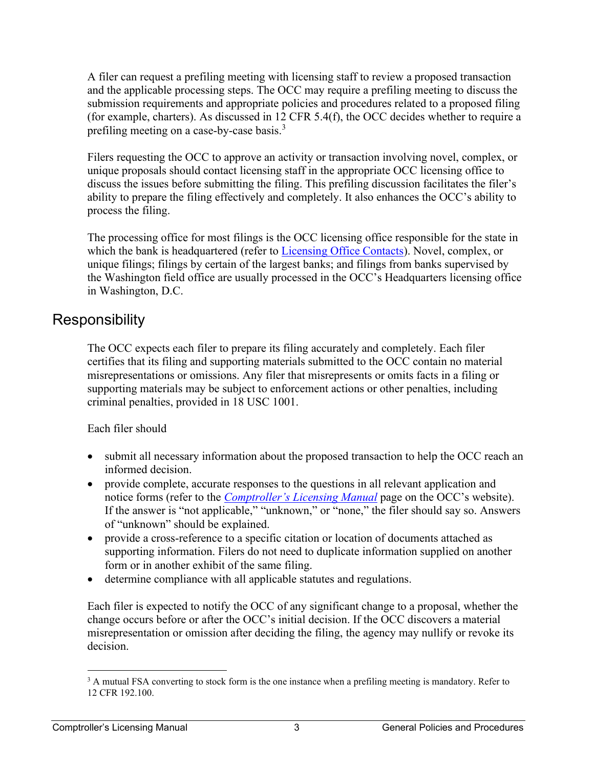A filer can request a prefiling meeting with licensing staff to review a proposed transaction and the applicable processing steps. The OCC may require a prefiling meeting to discuss the submission requirements and appropriate policies and procedures related to a proposed filing (for example, charters). As discussed in 12 CFR 5.4(f), the OCC decides whether to require a prefiling meeting on a case-by-case basis.[3]

Filers requesting the OCC to approve an activity or transaction involving novel, complex, or unique proposals should contact licensing staff in the appropriate OCC licensing office to discuss the issues before submitting the filing. This prefiling discussion facilitates the filer's ability to prepare the filing effectively and completely. It also enhances the OCC's ability to process the filing.

The processing office for most filings is the OCC licensing office responsible for the state in which the bank is headquartered (refer to Licensing Office Contacts). Novel, complex, or unique filings; filings by certain of the largest banks; and filings from banks supervised by the Washington field office are usually processed in the OCC's Headquarters licensing office in Washington, D.C.

## Responsibility

The OCC expects each filer to prepare its filing accurately and completely. Each filer certifies that its filing and supporting materials submitted to the OCC contain no material misrepresentations or omissions. Any filer that misrepresents or omits facts in a filing or supporting materials may be subject to enforcement actions or other penalties, including criminal penalties, provided in 18 USC 1001.

Each filer should

- submit all necessary information about the proposed transaction to help the OCC reach an informed decision.
- provide complete, accurate responses to the questions in all relevant application and notice forms (refer to the *Comptroller's Licensing Manual* page on the OCC's website). If the answer is "not applicable," "unknown," or "none," the filer should say so. Answers of "unknown" should be explained.
- provide a cross-reference to a specific citation or location of documents attached as supporting information. Filers do not need to duplicate information supplied on another form or in another exhibit of the same filing.
- determine compliance with all applicable statutes and regulations.

Each filer is expected to notify the OCC of any significant change to a proposal, whether the change occurs before or after the OCC's initial decision. If the OCC discovers a material misrepresentation or omission after deciding the filing, the agency may nullify or revoke its decision.

[3] A mutual FSA converting to stock form is the one instance when a prefiling meeting is mandatory. Refer to 12 CFR 192.100.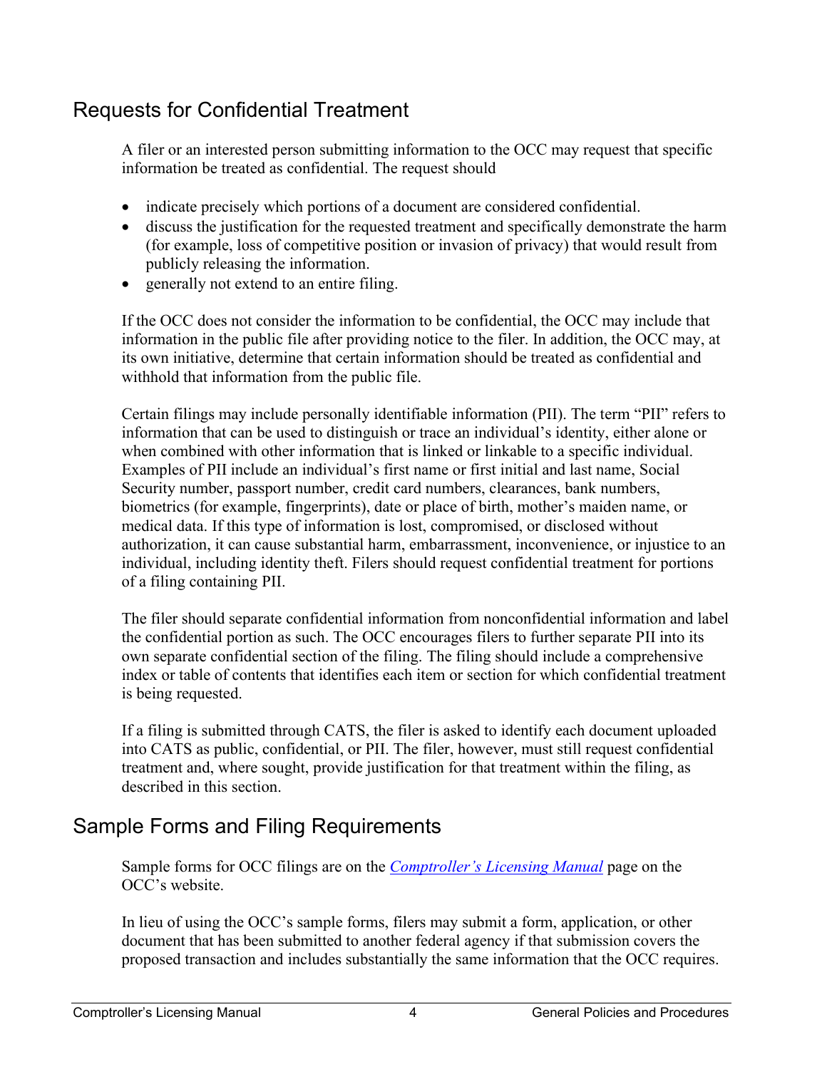## Requests for Confidential Treatment

A filer or an interested person submitting information to the OCC may request that specific information be treated as confidential. The request should

- indicate precisely which portions of a document are considered confidential.
- discuss the justification for the requested treatment and specifically demonstrate the harm (for example, loss of competitive position or invasion of privacy) that would result from publicly releasing the information.
- generally not extend to an entire filing.

If the OCC does not consider the information to be confidential, the OCC may include that information in the public file after providing notice to the filer. In addition, the OCC may, at its own initiative, determine that certain information should be treated as confidential and withhold that information from the public file.

Certain filings may include personally identifiable information (PII). The term "PII" refers to information that can be used to distinguish or trace an individual's identity, either alone or when combined with other information that is linked or linkable to a specific individual. Examples of PII include an individual's first name or first initial and last name, Social Security number, passport number, credit card numbers, clearances, bank numbers, biometrics (for example, fingerprints), date or place of birth, mother's maiden name, or medical data. If this type of information is lost, compromised, or disclosed without authorization, it can cause substantial harm, embarrassment, inconvenience, or injustice to an individual, including identity theft. Filers should request confidential treatment for portions of a filing containing PII.

The filer should separate confidential information from nonconfidential information and label the confidential portion as such. The OCC encourages filers to further separate PII into its own separate confidential section of the filing. The filing should include a comprehensive index or table of contents that identifies each item or section for which confidential treatment is being requested.

If a filing is submitted through CATS, the filer is asked to identify each document uploaded into CATS as public, confidential, or PII. The filer, however, must still request confidential treatment and, where sought, provide justification for that treatment within the filing, as described in this section.

## Sample Forms and Filing Requirements

Sample forms for OCC filings are on the *Comptroller's Licensing Manual* page on the OCC's website.

In lieu of using the OCC's sample forms, filers may submit a form, application, or other document that has been submitted to another federal agency if that submission covers the proposed transaction and includes substantially the same information that the OCC requires.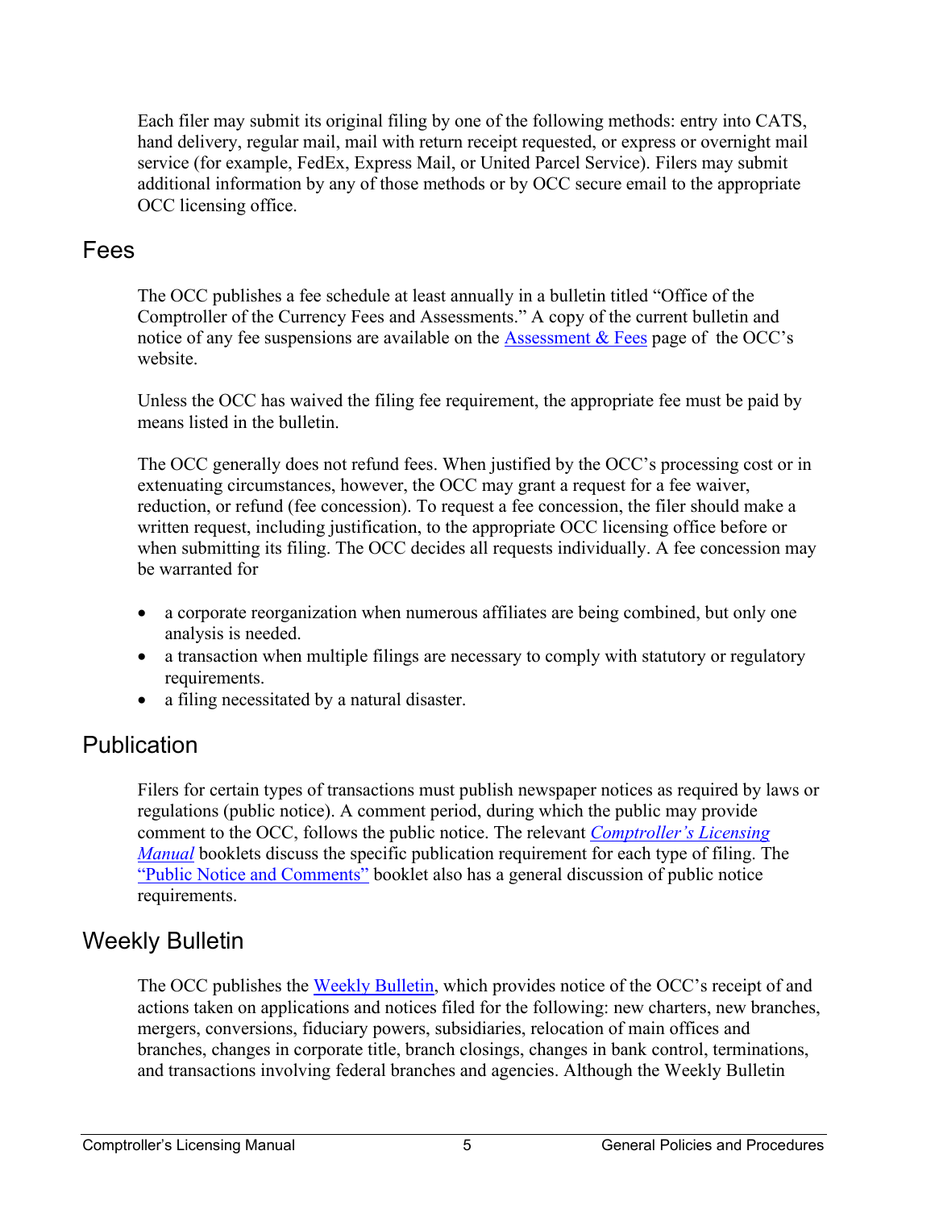Each filer may submit its original filing by one of the following methods: entry into CATS, hand delivery, regular mail, mail with return receipt requested, or express or overnight mail service (for example, FedEx, Express Mail, or United Parcel Service). Filers may submit additional information by any of those methods or by OCC secure email to the appropriate OCC licensing office.

## Fees

The OCC publishes a fee schedule at least annually in a bulletin titled "Office of the Comptroller of the Currency Fees and Assessments." A copy of the current bulletin and notice of any fee suspensions are available on the Assessment & Fees page of the OCC's website.

Unless the OCC has waived the filing fee requirement, the appropriate fee must be paid by means listed in the bulletin.

The OCC generally does not refund fees. When justified by the OCC's processing cost or in extenuating circumstances, however, the OCC may grant a request for a fee waiver, reduction, or refund (fee concession). To request a fee concession, the filer should make a written request, including justification, to the appropriate OCC licensing office before or when submitting its filing. The OCC decides all requests individually. A fee concession may be warranted for

- a corporate reorganization when numerous affiliates are being combined, but only one analysis is needed.
- a transaction when multiple filings are necessary to comply with statutory or regulatory requirements.
- a filing necessitated by a natural disaster.

## Publication

Filers for certain types of transactions must publish newspaper notices as required by laws or regulations (public notice). A comment period, during which the public may provide comment to the OCC, follows the public notice. The relevant *Comptroller's Licensing Manual* booklets discuss the specific publication requirement for each type of filing. The "Public Notice and Comments" booklet also has a general discussion of public notice requirements.

## Weekly Bulletin

The OCC publishes the Weekly Bulletin, which provides notice of the OCC's receipt of and actions taken on applications and notices filed for the following: new charters, new branches, mergers, conversions, fiduciary powers, subsidiaries, relocation of main offices and branches, changes in corporate title, branch closings, changes in bank control, terminations, and transactions involving federal branches and agencies. Although the Weekly Bulletin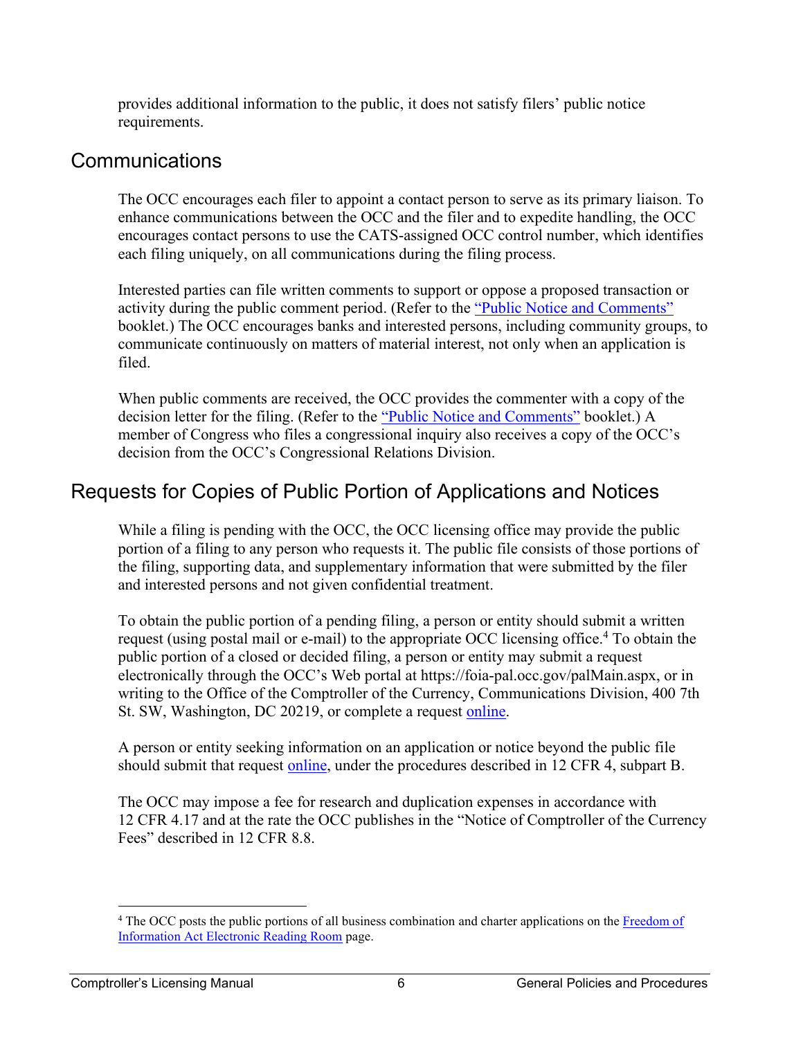provides additional information to the public, it does not satisfy filers' public notice requirements.

## Communications

The OCC encourages each filer to appoint a contact person to serve as its primary liaison. To enhance communications between the OCC and the filer and to expedite handling, the OCC encourages contact persons to use the CATS-assigned OCC control number, which identifies each filing uniquely, on all communications during the filing process.

Interested parties can file written comments to support or oppose a proposed transaction or activity during the public comment period. (Refer to the "Public Notice and Comments" booklet.) The OCC encourages banks and interested persons, including community groups, to communicate continuously on matters of material interest, not only when an application is filed.

When public comments are received, the OCC provides the commenter with a copy of the decision letter for the filing. (Refer to the "Public Notice and Comments" booklet.) A member of Congress who files a congressional inquiry also receives a copy of the OCC's decision from the OCC's Congressional Relations Division.

## Requests for Copies of Public Portion of Applications and Notices

While a filing is pending with the OCC, the OCC licensing office may provide the public portion of a filing to any person who requests it. The public file consists of those portions of the filing, supporting data, and supplementary information that were submitted by the filer and interested persons and not given confidential treatment.

To obtain the public portion of a pending filing, a person or entity should submit a written request (using postal mail or e-mail) to the appropriate OCC licensing office.[4] To obtain the public portion of a closed or decided filing, a person or entity may submit a request electronically through the OCC's Web portal at https://foia-pal.occ.gov/palMain.aspx, or in writing to the Office of the Comptroller of the Currency, Communications Division, 400 7th St. SW, Washington, DC 20219, or complete a request online.

A person or entity seeking information on an application or notice beyond the public file should submit that request online, under the procedures described in 12 CFR 4, subpart B.

The OCC may impose a fee for research and duplication expenses in accordance with 12 CFR 4.17 and at the rate the OCC publishes in the "Notice of Comptroller of the Currency Fees" described in 12 CFR 8.8.

---

[4] The OCC posts the public portions of all business combination and charter applications on the Freedom of Information Act Electronic Reading Room page.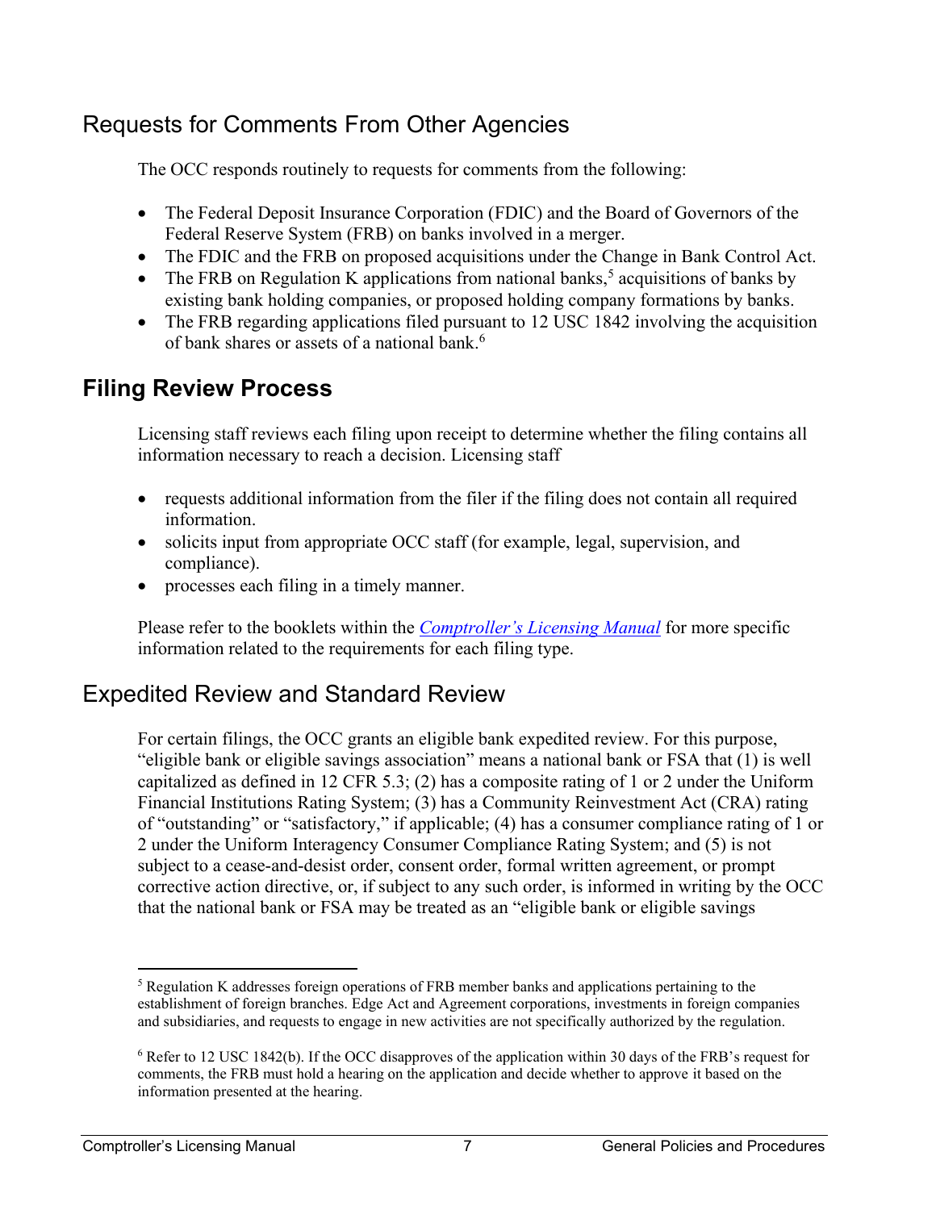## Requests for Comments From Other Agencies

The OCC responds routinely to requests for comments from the following:

- The Federal Deposit Insurance Corporation (FDIC) and the Board of Governors of the Federal Reserve System (FRB) on banks involved in a merger.
- The FDIC and the FRB on proposed acquisitions under the Change in Bank Control Act.
- The FRB on Regulation K applications from national banks,[5] acquisitions of banks by existing bank holding companies, or proposed holding company formations by banks.
- The FRB regarding applications filed pursuant to 12 USC 1842 involving the acquisition of bank shares or assets of a national bank.[6]

# Filing Review Process

Licensing staff reviews each filing upon receipt to determine whether the filing contains all information necessary to reach a decision. Licensing staff

- requests additional information from the filer if the filing does not contain all required information.
- solicits input from appropriate OCC staff (for example, legal, supervision, and compliance).
- processes each filing in a timely manner.

Please refer to the booklets within the *Comptroller's Licensing Manual* for more specific information related to the requirements for each filing type.

## Expedited Review and Standard Review

For certain filings, the OCC grants an eligible bank expedited review. For this purpose, "eligible bank or eligible savings association" means a national bank or FSA that (1) is well capitalized as defined in 12 CFR 5.3; (2) has a composite rating of 1 or 2 under the Uniform Financial Institutions Rating System; (3) has a Community Reinvestment Act (CRA) rating of "outstanding" or "satisfactory," if applicable; (4) has a consumer compliance rating of 1 or 2 under the Uniform Interagency Consumer Compliance Rating System; and (5) is not subject to a cease-and-desist order, consent order, formal written agreement, or prompt corrective action directive, or, if subject to any such order, is informed in writing by the OCC that the national bank or FSA may be treated as an "eligible bank or eligible savings

---

[5] Regulation K addresses foreign operations of FRB member banks and applications pertaining to the establishment of foreign branches. Edge Act and Agreement corporations, investments in foreign companies and subsidiaries, and requests to engage in new activities are not specifically authorized by the regulation.

[6] Refer to 12 USC 1842(b). If the OCC disapproves of the application within 30 days of the FRB's request for comments, the FRB must hold a hearing on the application and decide whether to approve it based on the information presented at the hearing.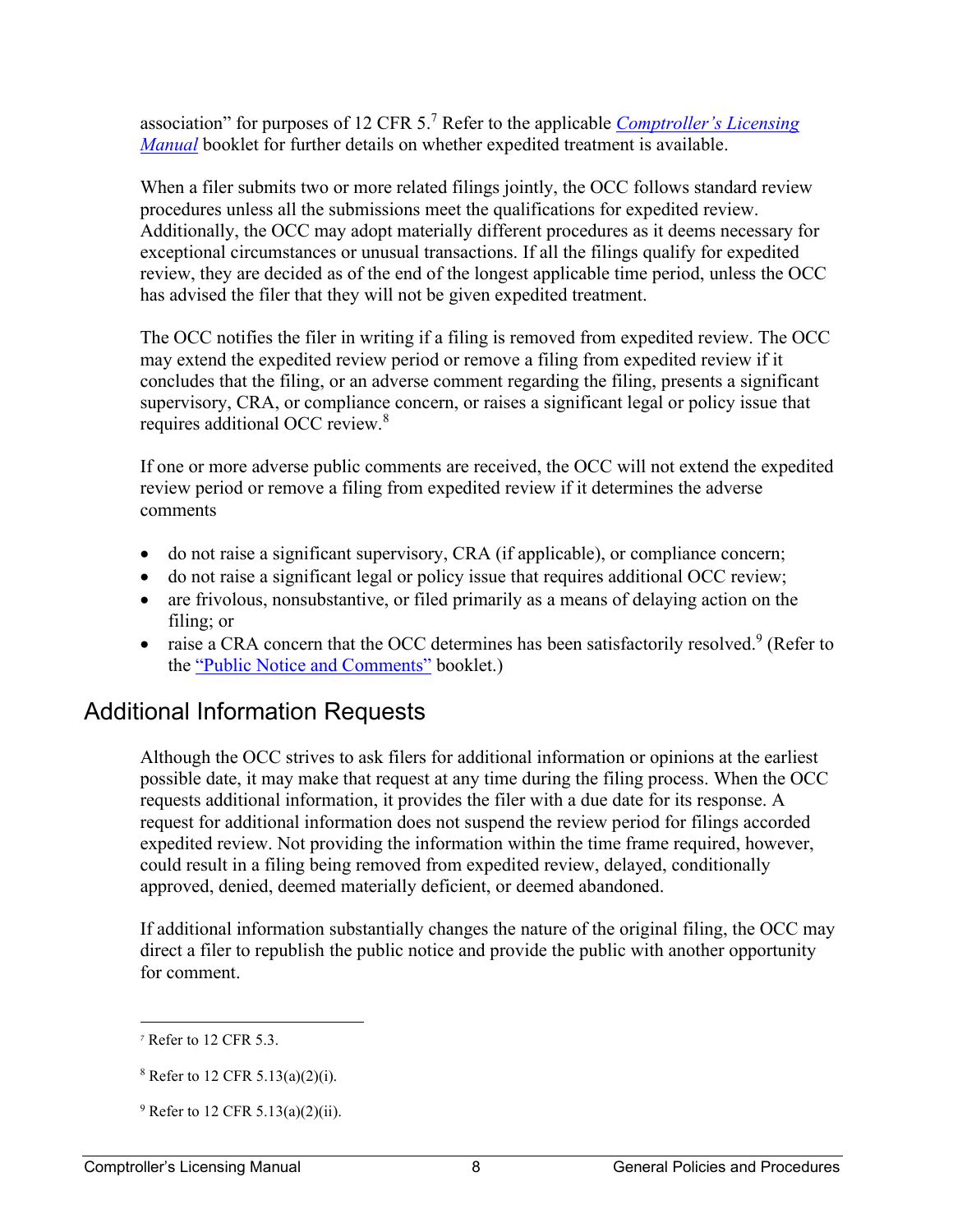association" for purposes of 12 CFR 5.[7] Refer to the applicable [*Comptroller's Licensing Manual*]() booklet for further details on whether expedited treatment is available.

When a filer submits two or more related filings jointly, the OCC follows standard review procedures unless all the submissions meet the qualifications for expedited review. Additionally, the OCC may adopt materially different procedures as it deems necessary for exceptional circumstances or unusual transactions. If all the filings qualify for expedited review, they are decided as of the end of the longest applicable time period, unless the OCC has advised the filer that they will not be given expedited treatment.

The OCC notifies the filer in writing if a filing is removed from expedited review. The OCC may extend the expedited review period or remove a filing from expedited review if it concludes that the filing, or an adverse comment regarding the filing, presents a significant supervisory, CRA, or compliance concern, or raises a significant legal or policy issue that requires additional OCC review.[8]

If one or more adverse public comments are received, the OCC will not extend the expedited review period or remove a filing from expedited review if it determines the adverse comments

- do not raise a significant supervisory, CRA (if applicable), or compliance concern;
- do not raise a significant legal or policy issue that requires additional OCC review;
- are frivolous, nonsubstantive, or filed primarily as a means of delaying action on the filing; or
- raise a CRA concern that the OCC determines has been satisfactorily resolved.[9] (Refer to the ["Public Notice and Comments"]() booklet.)

## Additional Information Requests

Although the OCC strives to ask filers for additional information or opinions at the earliest possible date, it may make that request at any time during the filing process. When the OCC requests additional information, it provides the filer with a due date for its response. A request for additional information does not suspend the review period for filings accorded expedited review. Not providing the information within the time frame required, however, could result in a filing being removed from expedited review, delayed, conditionally approved, denied, deemed materially deficient, or deemed abandoned.

If additional information substantially changes the nature of the original filing, the OCC may direct a filer to republish the public notice and provide the public with another opportunity for comment.

---

[7] Refer to 12 CFR 5.3.

[8] Refer to 12 CFR 5.13(a)(2)(i).

[9] Refer to 12 CFR 5.13(a)(2)(ii).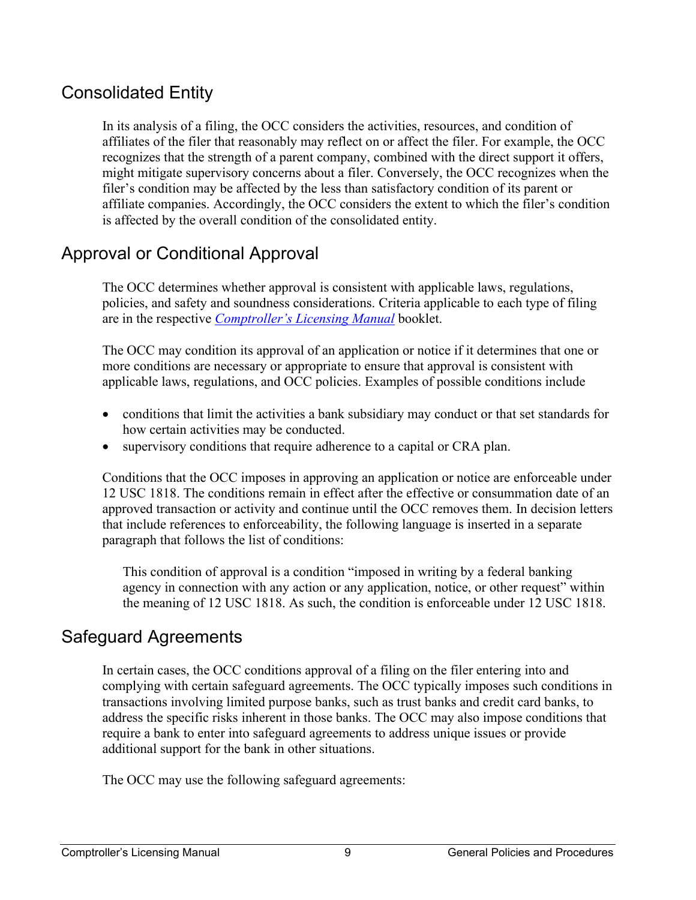## Consolidated Entity

In its analysis of a filing, the OCC considers the activities, resources, and condition of affiliates of the filer that reasonably may reflect on or affect the filer. For example, the OCC recognizes that the strength of a parent company, combined with the direct support it offers, might mitigate supervisory concerns about a filer. Conversely, the OCC recognizes when the filer's condition may be affected by the less than satisfactory condition of its parent or affiliate companies. Accordingly, the OCC considers the extent to which the filer's condition is affected by the overall condition of the consolidated entity.

## Approval or Conditional Approval

The OCC determines whether approval is consistent with applicable laws, regulations, policies, and safety and soundness considerations. Criteria applicable to each type of filing are in the respective *Comptroller's Licensing Manual* booklet.

The OCC may condition its approval of an application or notice if it determines that one or more conditions are necessary or appropriate to ensure that approval is consistent with applicable laws, regulations, and OCC policies. Examples of possible conditions include

- conditions that limit the activities a bank subsidiary may conduct or that set standards for how certain activities may be conducted.
- supervisory conditions that require adherence to a capital or CRA plan.

Conditions that the OCC imposes in approving an application or notice are enforceable under 12 USC 1818. The conditions remain in effect after the effective or consummation date of an approved transaction or activity and continue until the OCC removes them. In decision letters that include references to enforceability, the following language is inserted in a separate paragraph that follows the list of conditions:

> This condition of approval is a condition "imposed in writing by a federal banking agency in connection with any action or any application, notice, or other request" within the meaning of 12 USC 1818. As such, the condition is enforceable under 12 USC 1818.

## Safeguard Agreements

In certain cases, the OCC conditions approval of a filing on the filer entering into and complying with certain safeguard agreements. The OCC typically imposes such conditions in transactions involving limited purpose banks, such as trust banks and credit card banks, to address the specific risks inherent in those banks. The OCC may also impose conditions that require a bank to enter into safeguard agreements to address unique issues or provide additional support for the bank in other situations.

The OCC may use the following safeguard agreements: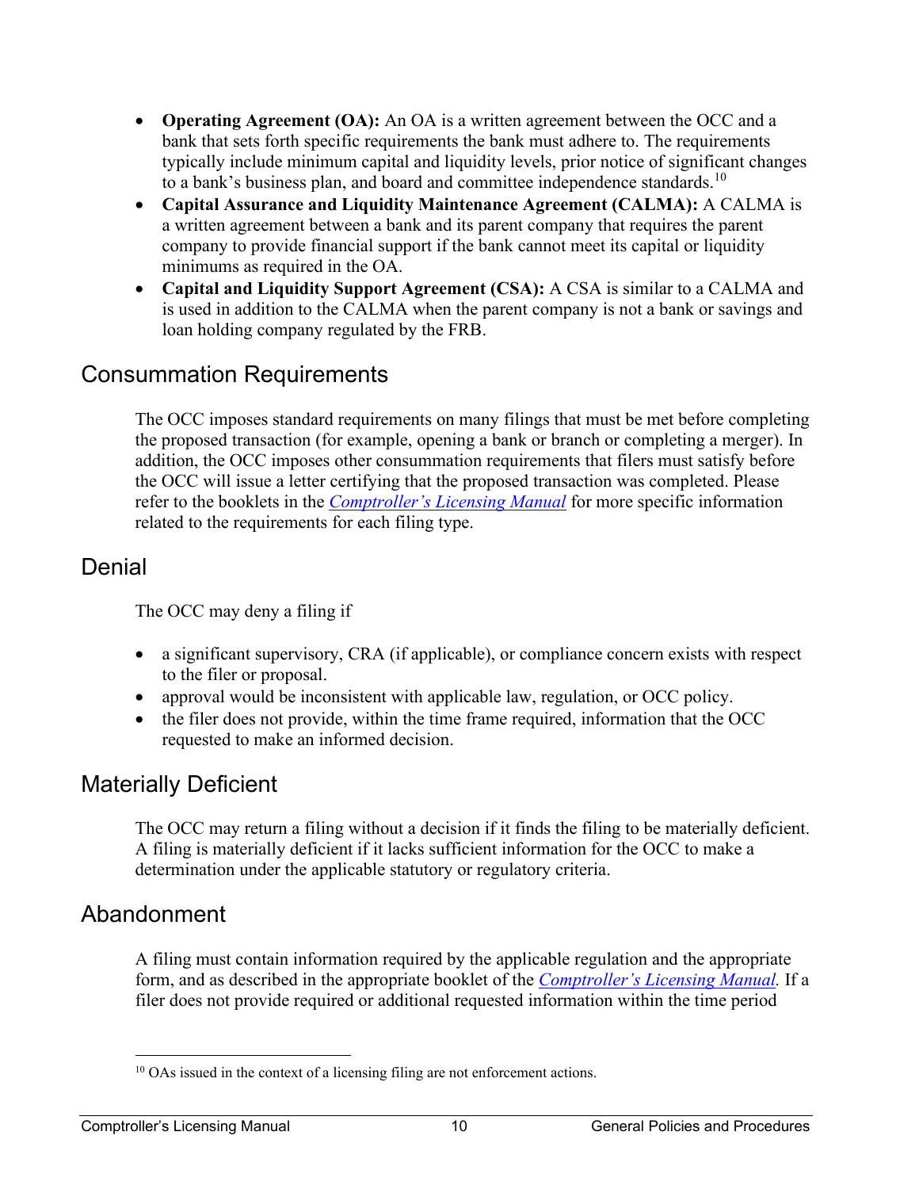- **Operating Agreement (OA):** An OA is a written agreement between the OCC and a bank that sets forth specific requirements the bank must adhere to. The requirements typically include minimum capital and liquidity levels, prior notice of significant changes to a bank's business plan, and board and committee independence standards.[10]
- **Capital Assurance and Liquidity Maintenance Agreement (CALMA):** A CALMA is a written agreement between a bank and its parent company that requires the parent company to provide financial support if the bank cannot meet its capital or liquidity minimums as required in the OA.
- **Capital and Liquidity Support Agreement (CSA):** A CSA is similar to a CALMA and is used in addition to the CALMA when the parent company is not a bank or savings and loan holding company regulated by the FRB.

## Consummation Requirements

The OCC imposes standard requirements on many filings that must be met before completing the proposed transaction (for example, opening a bank or branch or completing a merger). In addition, the OCC imposes other consummation requirements that filers must satisfy before the OCC will issue a letter certifying that the proposed transaction was completed. Please refer to the booklets in the *Comptroller's Licensing Manual* for more specific information related to the requirements for each filing type.

## Denial

The OCC may deny a filing if

- a significant supervisory, CRA (if applicable), or compliance concern exists with respect to the filer or proposal.
- approval would be inconsistent with applicable law, regulation, or OCC policy.
- the filer does not provide, within the time frame required, information that the OCC requested to make an informed decision.

## Materially Deficient

The OCC may return a filing without a decision if it finds the filing to be materially deficient. A filing is materially deficient if it lacks sufficient information for the OCC to make a determination under the applicable statutory or regulatory criteria.

## Abandonment

A filing must contain information required by the applicable regulation and the appropriate form, and as described in the appropriate booklet of the *Comptroller's Licensing Manual.* If a filer does not provide required or additional requested information within the time period

[10] OAs issued in the context of a licensing filing are not enforcement actions.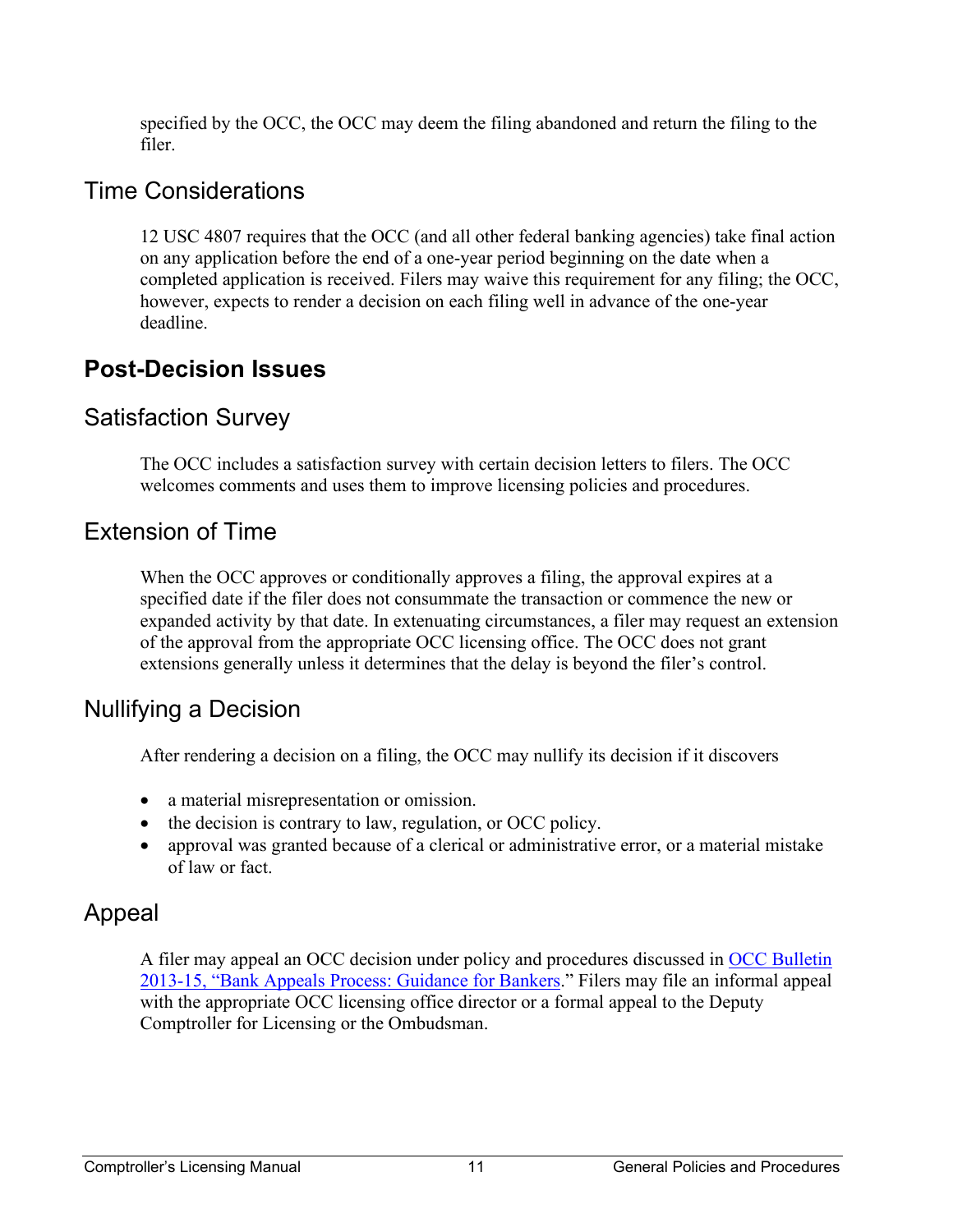specified by the OCC, the OCC may deem the filing abandoned and return the filing to the filer.

### Time Considerations

12 USC 4807 requires that the OCC (and all other federal banking agencies) take final action on any application before the end of a one-year period beginning on the date when a completed application is received. Filers may waive this requirement for any filing; the OCC, however, expects to render a decision on each filing well in advance of the one-year deadline.

## Post-Decision Issues

### Satisfaction Survey

The OCC includes a satisfaction survey with certain decision letters to filers. The OCC welcomes comments and uses them to improve licensing policies and procedures.

### Extension of Time

When the OCC approves or conditionally approves a filing, the approval expires at a specified date if the filer does not consummate the transaction or commence the new or expanded activity by that date. In extenuating circumstances, a filer may request an extension of the approval from the appropriate OCC licensing office. The OCC does not grant extensions generally unless it determines that the delay is beyond the filer's control.

### Nullifying a Decision

After rendering a decision on a filing, the OCC may nullify its decision if it discovers

- a material misrepresentation or omission.
- the decision is contrary to law, regulation, or OCC policy.
- approval was granted because of a clerical or administrative error, or a material mistake of law or fact.

### Appeal

A filer may appeal an OCC decision under policy and procedures discussed in OCC Bulletin 2013-15, "Bank Appeals Process: Guidance for Bankers." Filers may file an informal appeal with the appropriate OCC licensing office director or a formal appeal to the Deputy Comptroller for Licensing or the Ombudsman.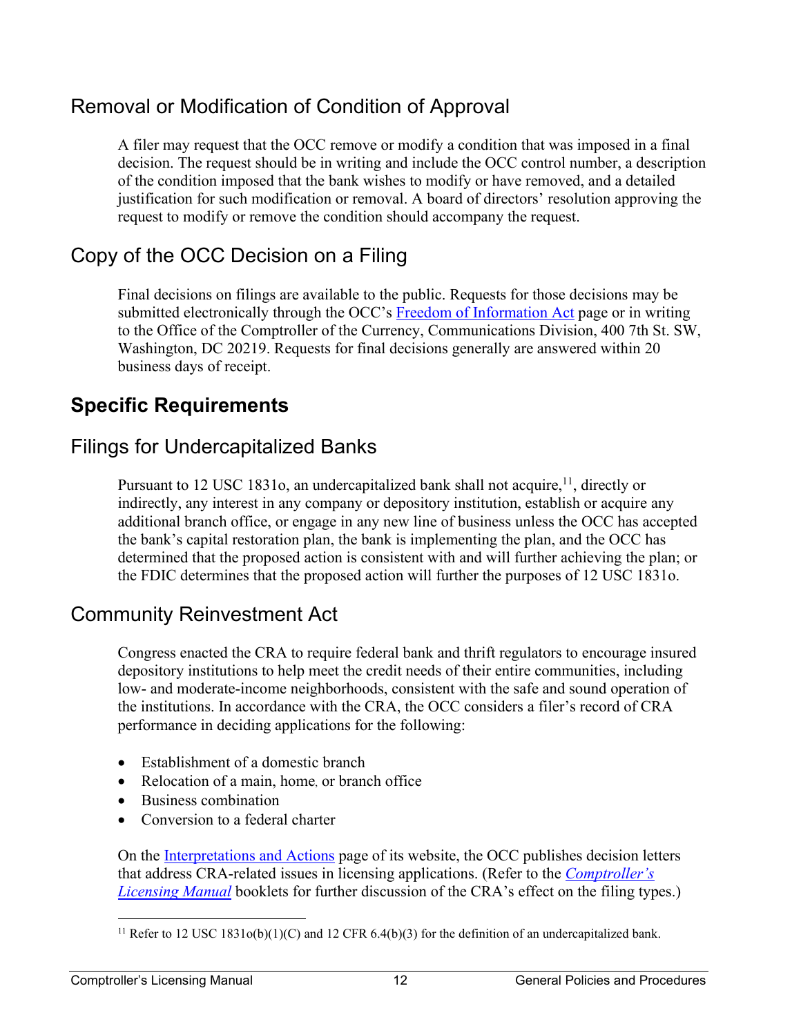## Removal or Modification of Condition of Approval

A filer may request that the OCC remove or modify a condition that was imposed in a final decision. The request should be in writing and include the OCC control number, a description of the condition imposed that the bank wishes to modify or have removed, and a detailed justification for such modification or removal. A board of directors' resolution approving the request to modify or remove the condition should accompany the request.

## Copy of the OCC Decision on a Filing

Final decisions on filings are available to the public. Requests for those decisions may be submitted electronically through the OCC's Freedom of Information Act page or in writing to the Office of the Comptroller of the Currency, Communications Division, 400 7th St. SW, Washington, DC 20219. Requests for final decisions generally are answered within 20 business days of receipt.

# Specific Requirements

## Filings for Undercapitalized Banks

Pursuant to 12 USC 1831o, an undercapitalized bank shall not acquire,[11], directly or indirectly, any interest in any company or depository institution, establish or acquire any additional branch office, or engage in any new line of business unless the OCC has accepted the bank's capital restoration plan, the bank is implementing the plan, and the OCC has determined that the proposed action is consistent with and will further achieving the plan; or the FDIC determines that the proposed action will further the purposes of 12 USC 1831o.

## Community Reinvestment Act

Congress enacted the CRA to require federal bank and thrift regulators to encourage insured depository institutions to help meet the credit needs of their entire communities, including low- and moderate-income neighborhoods, consistent with the safe and sound operation of the institutions. In accordance with the CRA, the OCC considers a filer's record of CRA performance in deciding applications for the following:

- Establishment of a domestic branch
- Relocation of a main, home, or branch office
- Business combination
- Conversion to a federal charter

On the Interpretations and Actions page of its website, the OCC publishes decision letters that address CRA-related issues in licensing applications. (Refer to the *Comptroller's Licensing Manual* booklets for further discussion of the CRA's effect on the filing types.)

[11] Refer to 12 USC 1831o(b)(1)(C) and 12 CFR 6.4(b)(3) for the definition of an undercapitalized bank.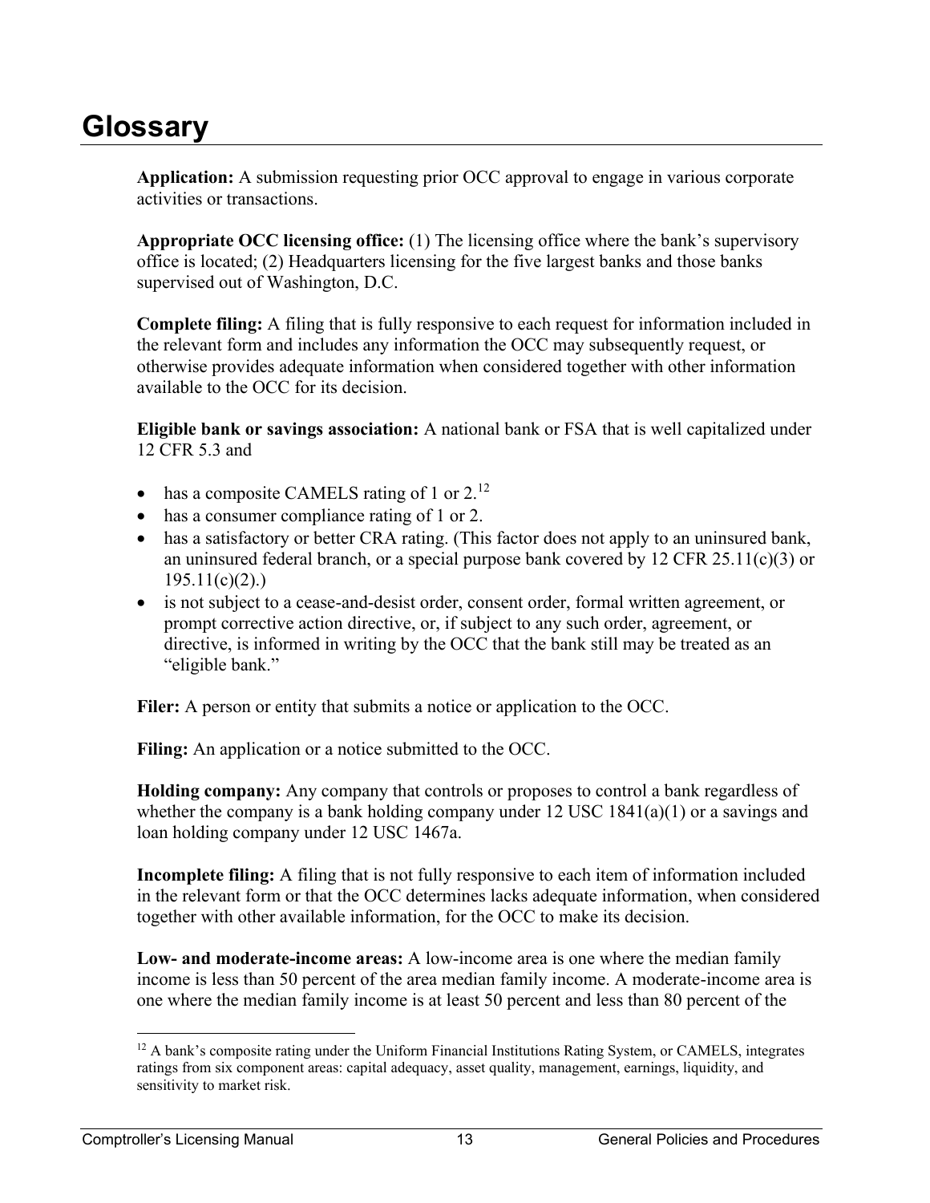# Glossary

**Application:** A submission requesting prior OCC approval to engage in various corporate activities or transactions.

**Appropriate OCC licensing office:** (1) The licensing office where the bank's supervisory office is located; (2) Headquarters licensing for the five largest banks and those banks supervised out of Washington, D.C.

**Complete filing:** A filing that is fully responsive to each request for information included in the relevant form and includes any information the OCC may subsequently request, or otherwise provides adequate information when considered together with other information available to the OCC for its decision.

**Eligible bank or savings association:** A national bank or FSA that is well capitalized under 12 CFR 5.3 and

- has a composite CAMELS rating of 1 or 2.[12]
- has a consumer compliance rating of 1 or 2.
- has a satisfactory or better CRA rating. (This factor does not apply to an uninsured bank, an uninsured federal branch, or a special purpose bank covered by 12 CFR 25.11(c)(3) or 195.11(c)(2).)
- is not subject to a cease-and-desist order, consent order, formal written agreement, or prompt corrective action directive, or, if subject to any such order, agreement, or directive, is informed in writing by the OCC that the bank still may be treated as an "eligible bank."

**Filer:** A person or entity that submits a notice or application to the OCC.

**Filing:** An application or a notice submitted to the OCC.

**Holding company:** Any company that controls or proposes to control a bank regardless of whether the company is a bank holding company under 12 USC 1841(a)(1) or a savings and loan holding company under 12 USC 1467a.

**Incomplete filing:** A filing that is not fully responsive to each item of information included in the relevant form or that the OCC determines lacks adequate information, when considered together with other available information, for the OCC to make its decision.

**Low- and moderate-income areas:** A low-income area is one where the median family income is less than 50 percent of the area median family income. A moderate-income area is one where the median family income is at least 50 percent and less than 80 percent of the

[12] A bank's composite rating under the Uniform Financial Institutions Rating System, or CAMELS, integrates ratings from six component areas: capital adequacy, asset quality, management, earnings, liquidity, and sensitivity to market risk.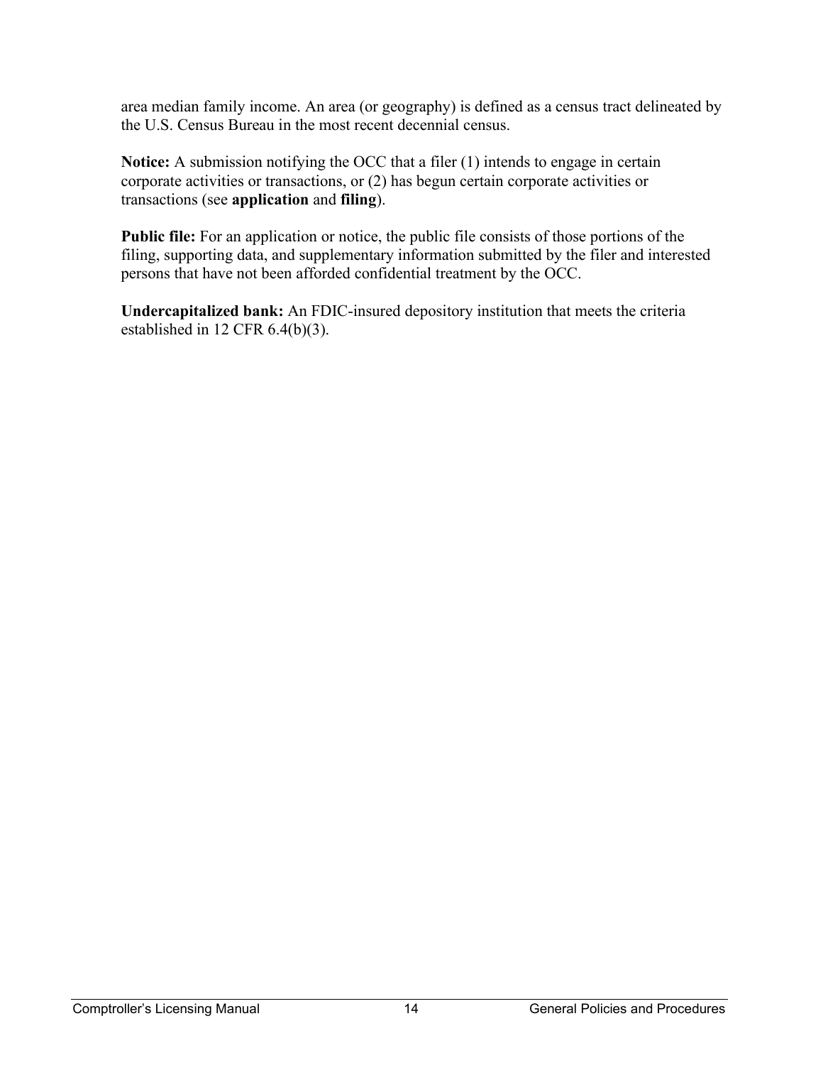area median family income. An area (or geography) is defined as a census tract delineated by the U.S. Census Bureau in the most recent decennial census.

**Notice:** A submission notifying the OCC that a filer (1) intends to engage in certain corporate activities or transactions, or (2) has begun certain corporate activities or transactions (see **application** and **filing**).

**Public file:** For an application or notice, the public file consists of those portions of the filing, supporting data, and supplementary information submitted by the filer and interested persons that have not been afforded confidential treatment by the OCC.

**Undercapitalized bank:** An FDIC-insured depository institution that meets the criteria established in 12 CFR 6.4(b)(3).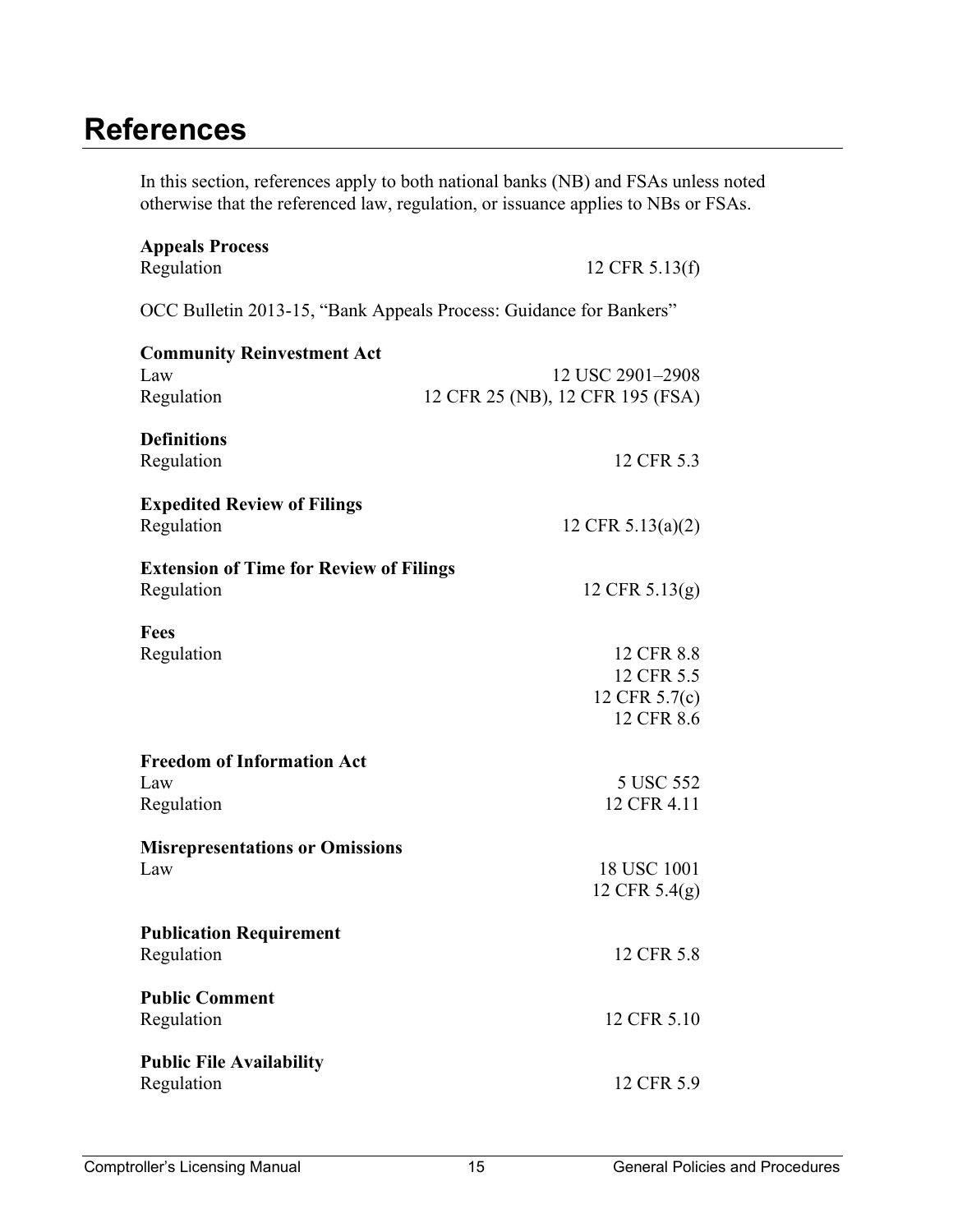# References

In this section, references apply to both national banks (NB) and FSAs unless noted otherwise that the referenced law, regulation, or issuance applies to NBs or FSAs.

**Appeals Process**

| | |
|---|---|
| Regulation | 12 CFR 5.13(f) |

OCC Bulletin 2013-15, "Bank Appeals Process: Guidance for Bankers"

**Community Reinvestment Act**

| | |
|---|---|
| Law | 12 USC 2901–2908 |
| Regulation | 12 CFR 25 (NB), 12 CFR 195 (FSA) |

**Definitions**

| | |
|---|---|
| Regulation | 12 CFR 5.3 |

**Expedited Review of Filings**

| | |
|---|---|
| Regulation | 12 CFR 5.13(a)(2) |

**Extension of Time for Review of Filings**

| | |
|---|---|
| Regulation | 12 CFR 5.13(g) |

**Fees**

| | |
|---|---|
| Regulation | 12 CFR 8.8 |
| | 12 CFR 5.5 |
| | 12 CFR 5.7(c) |
| | 12 CFR 8.6 |

**Freedom of Information Act**

| | |
|---|---|
| Law | 5 USC 552 |
| Regulation | 12 CFR 4.11 |

**Misrepresentations or Omissions**

| | |
|---|---|
| Law | 18 USC 1001 |
| | 12 CFR 5.4(g) |

**Publication Requirement**

| | |
|---|---|
| Regulation | 12 CFR 5.8 |

**Public Comment**

| | |
|---|---|
| Regulation | 12 CFR 5.10 |

**Public File Availability**

| | |
|---|---|
| Regulation | 12 CFR 5.9 |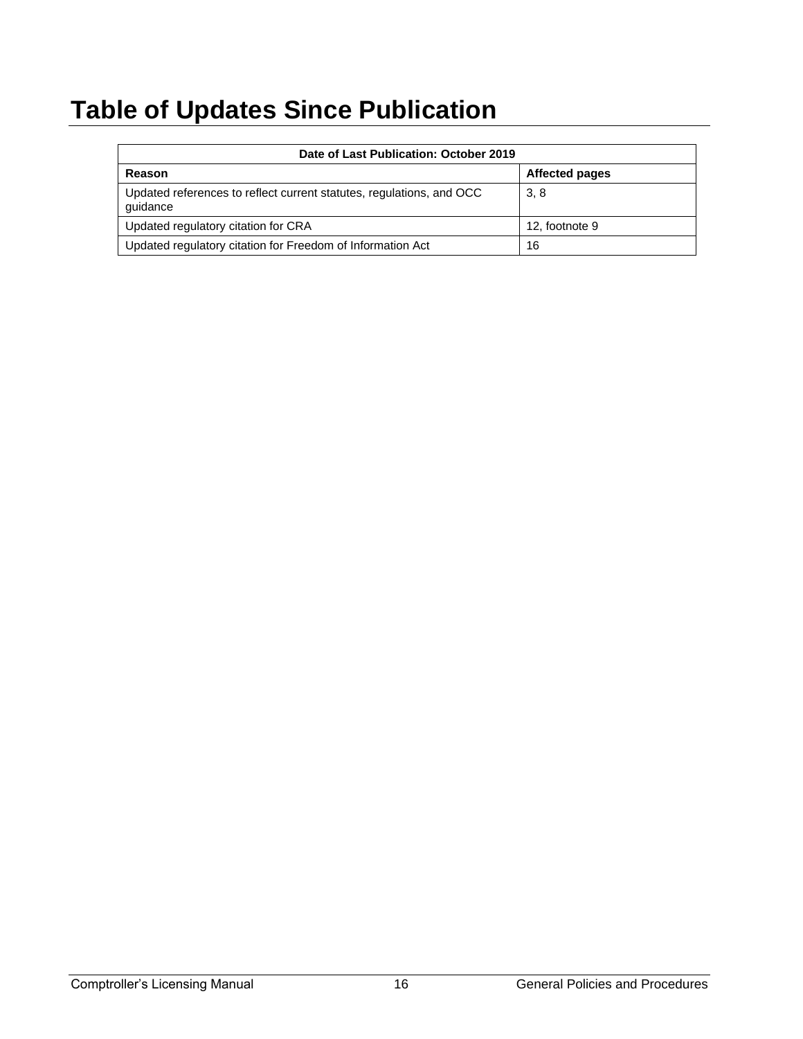# Table of Updates Since Publication

| Date of Last Publication: October 2019 | |
|---|---|
| **Reason** | **Affected pages** |
| Updated references to reflect current statutes, regulations, and OCC guidance | 3, 8 |
| Updated regulatory citation for CRA | 12, footnote 9 |
| Updated regulatory citation for Freedom of Information Act | 16 |